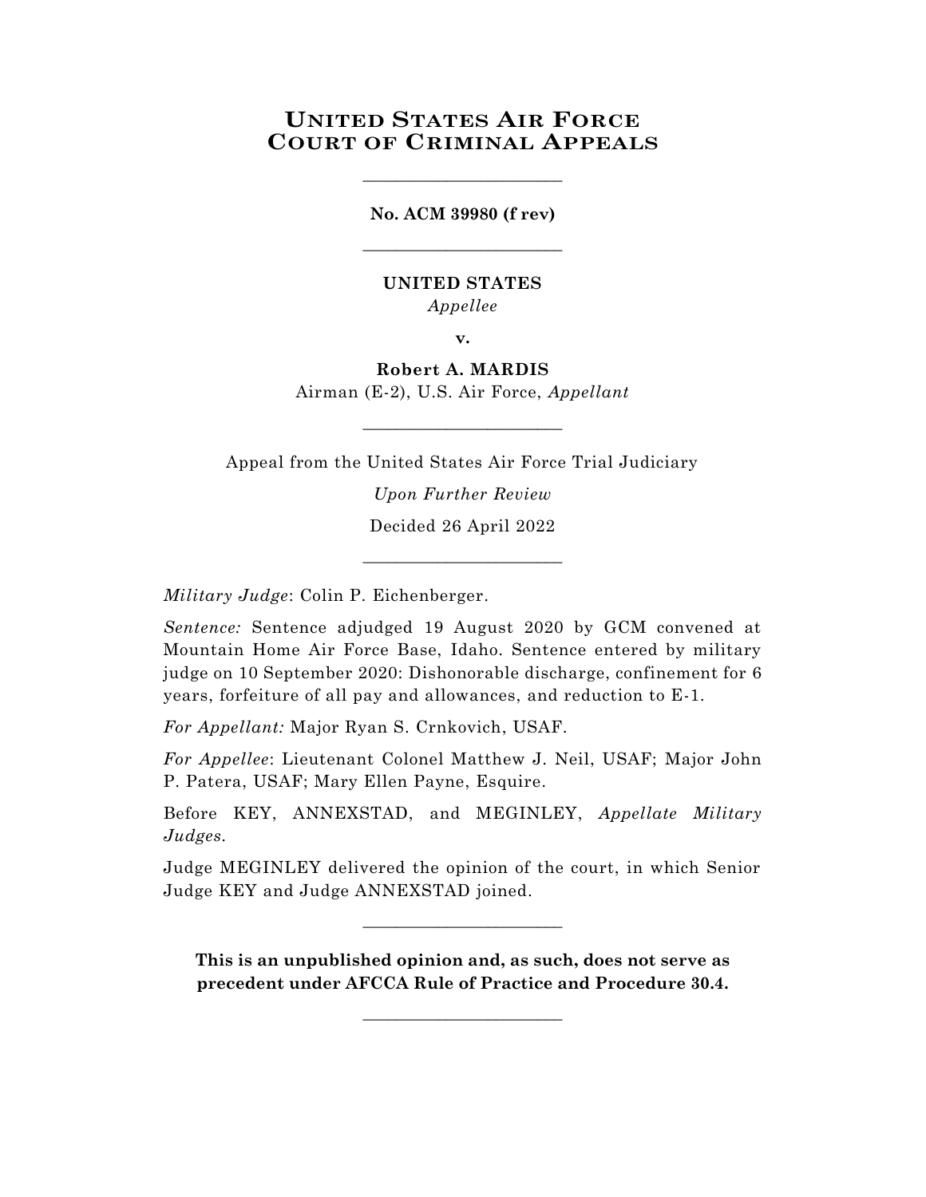# United States Air Force Court of Criminal Appeals

---

**No. ACM 39980 (f rev)**

---

**UNITED STATES**

*Appellee*

**v.**

**Robert A. MARDIS**

Airman (E-2), U.S. Air Force, *Appellant*

---

Appeal from the United States Air Force Trial Judiciary

*Upon Further Review*

Decided 26 April 2022

---

*Military Judge*: Colin P. Eichenberger.

*Sentence:* Sentence adjudged 19 August 2020 by GCM convened at Mountain Home Air Force Base, Idaho. Sentence entered by military judge on 10 September 2020: Dishonorable discharge, confinement for 6 years, forfeiture of all pay and allowances, and reduction to E-1.

*For Appellant:* Major Ryan S. Crnkovich, USAF.

*For Appellee*: Lieutenant Colonel Matthew J. Neil, USAF; Major John P. Patera, USAF; Mary Ellen Payne, Esquire.

Before KEY, ANNEXSTAD, and MEGINLEY, *Appellate Military Judges*.

Judge MEGINLEY delivered the opinion of the court, in which Senior Judge KEY and Judge ANNEXSTAD joined.

---

**This is an unpublished opinion and, as such, does not serve as precedent under AFCCA Rule of Practice and Procedure 30.4.**

---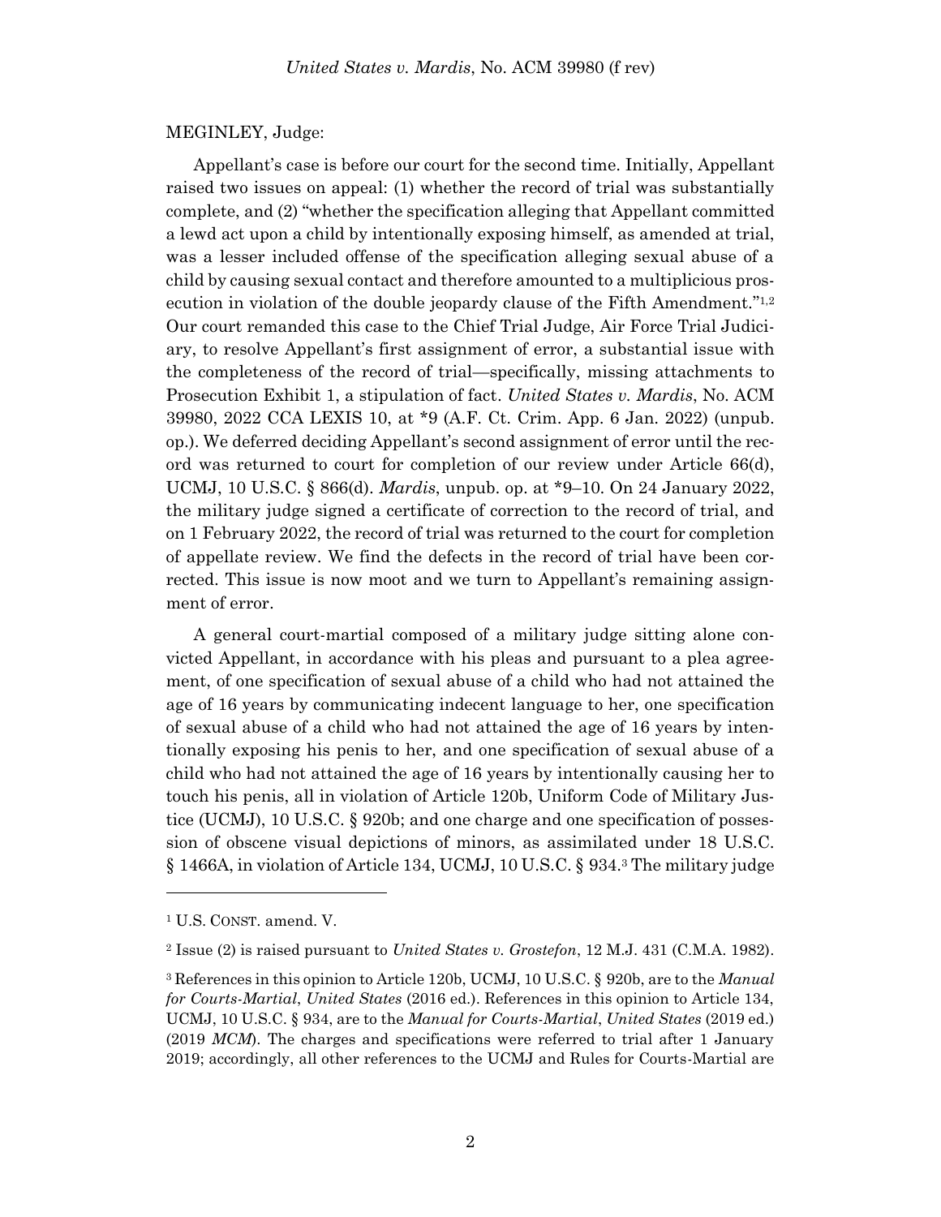MEGINLEY, Judge:

Appellant's case is before our court for the second time. Initially, Appellant raised two issues on appeal: (1) whether the record of trial was substantially complete, and (2) "whether the specification alleging that Appellant committed a lewd act upon a child by intentionally exposing himself, as amended at trial, was a lesser included offense of the specification alleging sexual abuse of a child by causing sexual contact and therefore amounted to a multiplicious prosecution in violation of the double jeopardy clause of the Fifth Amendment."[1,2] Our court remanded this case to the Chief Trial Judge, Air Force Trial Judiciary, to resolve Appellant's first assignment of error, a substantial issue with the completeness of the record of trial—specifically, missing attachments to Prosecution Exhibit 1, a stipulation of fact. *United States v. Mardis*, No. ACM 39980, 2022 CCA LEXIS 10, at *9 (A.F. Ct. Crim. App. 6 Jan. 2022) (unpub. op.). We deferred deciding Appellant's second assignment of error until the record was returned to court for completion of our review under Article 66(d), UCMJ, 10 U.S.C. § 866(d). *Mardis*, unpub. op. at *9–10. On 24 January 2022, the military judge signed a certificate of correction to the record of trial, and on 1 February 2022, the record of trial was returned to the court for completion of appellate review. We find the defects in the record of trial have been corrected. This issue is now moot and we turn to Appellant's remaining assignment of error.

A general court-martial composed of a military judge sitting alone convicted Appellant, in accordance with his pleas and pursuant to a plea agreement, of one specification of sexual abuse of a child who had not attained the age of 16 years by communicating indecent language to her, one specification of sexual abuse of a child who had not attained the age of 16 years by intentionally exposing his penis to her, and one specification of sexual abuse of a child who had not attained the age of 16 years by intentionally causing her to touch his penis, all in violation of Article 120b, Uniform Code of Military Justice (UCMJ), 10 U.S.C. § 920b; and one charge and one specification of possession of obscene visual depictions of minors, as assimilated under 18 U.S.C. § 1466A, in violation of Article 134, UCMJ, 10 U.S.C. § 934.[3] The military judge

---

[1] U.S. CONST. amend. V.

[2] Issue (2) is raised pursuant to *United States v. Grostefon*, 12 M.J. 431 (C.M.A. 1982).

[3] References in this opinion to Article 120b, UCMJ, 10 U.S.C. § 920b, are to the *Manual for Courts-Martial*, *United States* (2016 ed.). References in this opinion to Article 134, UCMJ, 10 U.S.C. § 934, are to the *Manual for Courts-Martial*, *United States* (2019 ed.) (2019 *MCM*). The charges and specifications were referred to trial after 1 January 2019; accordingly, all other references to the UCMJ and Rules for Courts-Martial are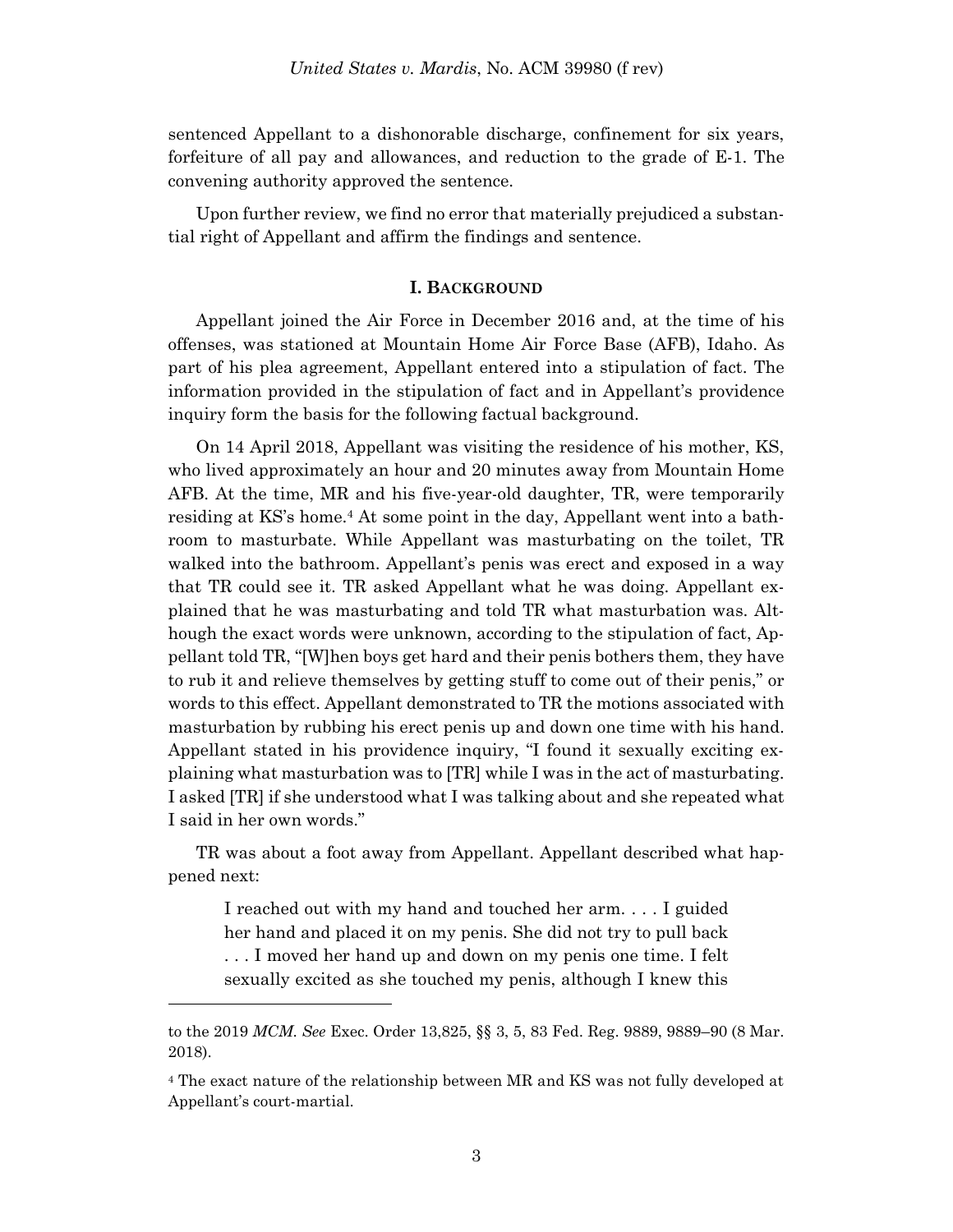sentenced Appellant to a dishonorable discharge, confinement for six years, forfeiture of all pay and allowances, and reduction to the grade of E-1. The convening authority approved the sentence.

Upon further review, we find no error that materially prejudiced a substantial right of Appellant and affirm the findings and sentence.

## I. BACKGROUND

Appellant joined the Air Force in December 2016 and, at the time of his offenses, was stationed at Mountain Home Air Force Base (AFB), Idaho. As part of his plea agreement, Appellant entered into a stipulation of fact. The information provided in the stipulation of fact and in Appellant's providence inquiry form the basis for the following factual background.

On 14 April 2018, Appellant was visiting the residence of his mother, KS, who lived approximately an hour and 20 minutes away from Mountain Home AFB. At the time, MR and his five-year-old daughter, TR, were temporarily residing at KS's home.[4] At some point in the day, Appellant went into a bathroom to masturbate. While Appellant was masturbating on the toilet, TR walked into the bathroom. Appellant's penis was erect and exposed in a way that TR could see it. TR asked Appellant what he was doing. Appellant explained that he was masturbating and told TR what masturbation was. Although the exact words were unknown, according to the stipulation of fact, Appellant told TR, "[W]hen boys get hard and their penis bothers them, they have to rub it and relieve themselves by getting stuff to come out of their penis," or words to this effect. Appellant demonstrated to TR the motions associated with masturbation by rubbing his erect penis up and down one time with his hand. Appellant stated in his providence inquiry, "I found it sexually exciting explaining what masturbation was to [TR] while I was in the act of masturbating. I asked [TR] if she understood what I was talking about and she repeated what I said in her own words."

TR was about a foot away from Appellant. Appellant described what happened next:

> I reached out with my hand and touched her arm. . . . I guided her hand and placed it on my penis. She did not try to pull back . . . I moved her hand up and down on my penis one time. I felt sexually excited as she touched my penis, although I knew this

---

to the 2019 *MCM*. *See* Exec. Order 13,825, §§ 3, 5, 83 Fed. Reg. 9889, 9889–90 (8 Mar. 2018).

[4] The exact nature of the relationship between MR and KS was not fully developed at Appellant's court-martial.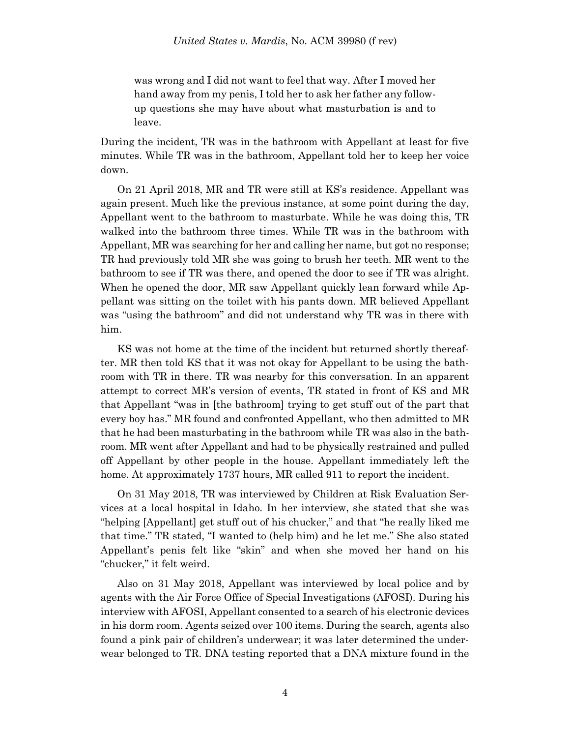> was wrong and I did not want to feel that way. After I moved her hand away from my penis, I told her to ask her father any follow-up questions she may have about what masturbation is and to leave.

During the incident, TR was in the bathroom with Appellant at least for five minutes. While TR was in the bathroom, Appellant told her to keep her voice down.

On 21 April 2018, MR and TR were still at KS's residence. Appellant was again present. Much like the previous instance, at some point during the day, Appellant went to the bathroom to masturbate. While he was doing this, TR walked into the bathroom three times. While TR was in the bathroom with Appellant, MR was searching for her and calling her name, but got no response; TR had previously told MR she was going to brush her teeth. MR went to the bathroom to see if TR was there, and opened the door to see if TR was alright. When he opened the door, MR saw Appellant quickly lean forward while Appellant was sitting on the toilet with his pants down. MR believed Appellant was "using the bathroom" and did not understand why TR was in there with him.

KS was not home at the time of the incident but returned shortly thereafter. MR then told KS that it was not okay for Appellant to be using the bathroom with TR in there. TR was nearby for this conversation. In an apparent attempt to correct MR's version of events, TR stated in front of KS and MR that Appellant "was in [the bathroom] trying to get stuff out of the part that every boy has." MR found and confronted Appellant, who then admitted to MR that he had been masturbating in the bathroom while TR was also in the bathroom. MR went after Appellant and had to be physically restrained and pulled off Appellant by other people in the house. Appellant immediately left the home. At approximately 1737 hours, MR called 911 to report the incident.

On 31 May 2018, TR was interviewed by Children at Risk Evaluation Services at a local hospital in Idaho. In her interview, she stated that she was "helping [Appellant] get stuff out of his chucker," and that "he really liked me that time." TR stated, "I wanted to (help him) and he let me." She also stated Appellant's penis felt like "skin" and when she moved her hand on his "chucker," it felt weird.

Also on 31 May 2018, Appellant was interviewed by local police and by agents with the Air Force Office of Special Investigations (AFOSI). During his interview with AFOSI, Appellant consented to a search of his electronic devices in his dorm room. Agents seized over 100 items. During the search, agents also found a pink pair of children's underwear; it was later determined the underwear belonged to TR. DNA testing reported that a DNA mixture found in the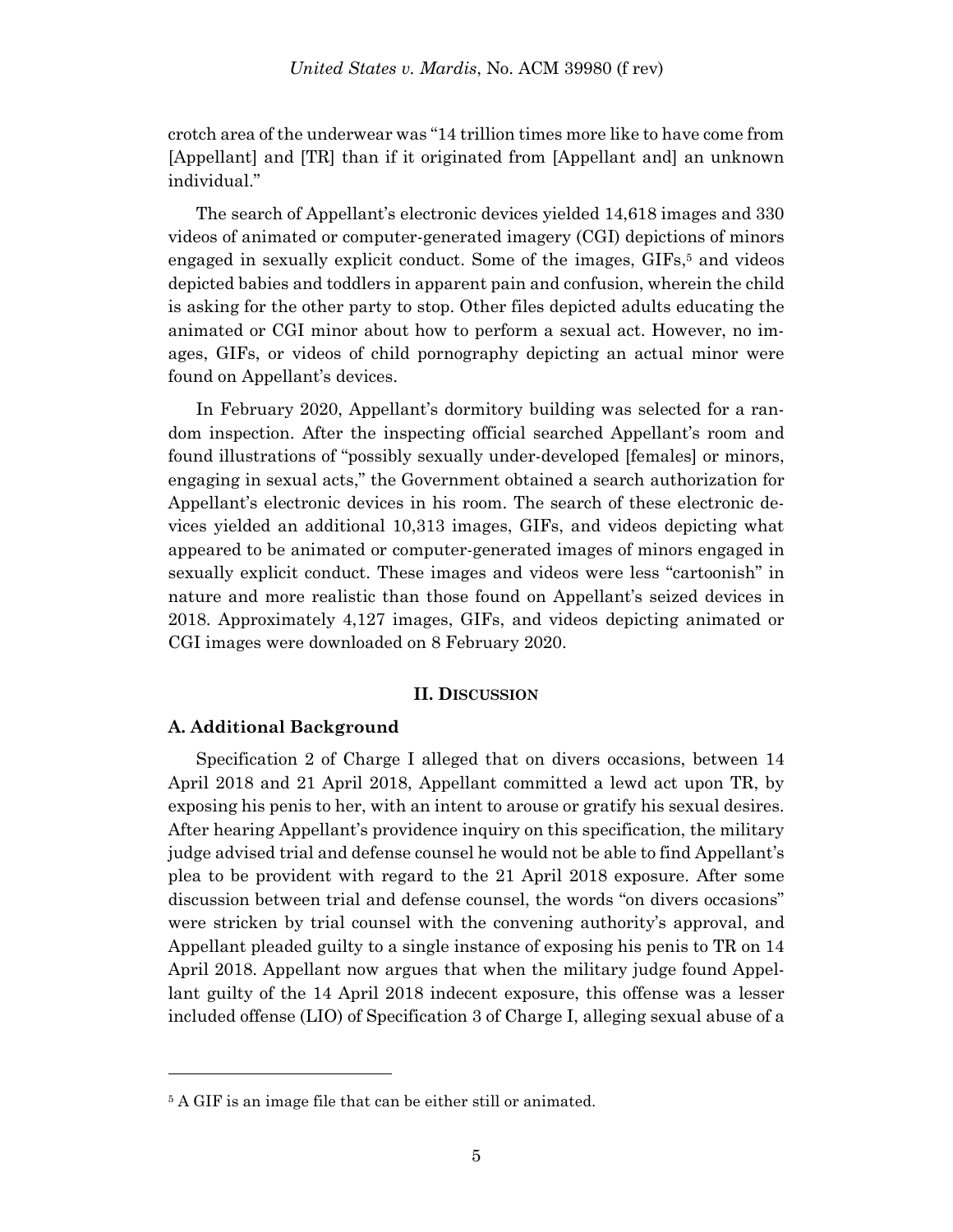crotch area of the underwear was "14 trillion times more like to have come from [Appellant] and [TR] than if it originated from [Appellant and] an unknown individual."

The search of Appellant's electronic devices yielded 14,618 images and 330 videos of animated or computer-generated imagery (CGI) depictions of minors engaged in sexually explicit conduct. Some of the images, GIFs,[5] and videos depicted babies and toddlers in apparent pain and confusion, wherein the child is asking for the other party to stop. Other files depicted adults educating the animated or CGI minor about how to perform a sexual act. However, no images, GIFs, or videos of child pornography depicting an actual minor were found on Appellant's devices.

In February 2020, Appellant's dormitory building was selected for a random inspection. After the inspecting official searched Appellant's room and found illustrations of "possibly sexually under-developed [females] or minors, engaging in sexual acts," the Government obtained a search authorization for Appellant's electronic devices in his room. The search of these electronic devices yielded an additional 10,313 images, GIFs, and videos depicting what appeared to be animated or computer-generated images of minors engaged in sexually explicit conduct. These images and videos were less "cartoonish" in nature and more realistic than those found on Appellant's seized devices in 2018. Approximately 4,127 images, GIFs, and videos depicting animated or CGI images were downloaded on 8 February 2020.

## II. DISCUSSION

### A. Additional Background

Specification 2 of Charge I alleged that on divers occasions, between 14 April 2018 and 21 April 2018, Appellant committed a lewd act upon TR, by exposing his penis to her, with an intent to arouse or gratify his sexual desires. After hearing Appellant's providence inquiry on this specification, the military judge advised trial and defense counsel he would not be able to find Appellant's plea to be provident with regard to the 21 April 2018 exposure. After some discussion between trial and defense counsel, the words "on divers occasions" were stricken by trial counsel with the convening authority's approval, and Appellant pleaded guilty to a single instance of exposing his penis to TR on 14 April 2018. Appellant now argues that when the military judge found Appellant guilty of the 14 April 2018 indecent exposure, this offense was a lesser included offense (LIO) of Specification 3 of Charge I, alleging sexual abuse of a

---

[5] A GIF is an image file that can be either still or animated.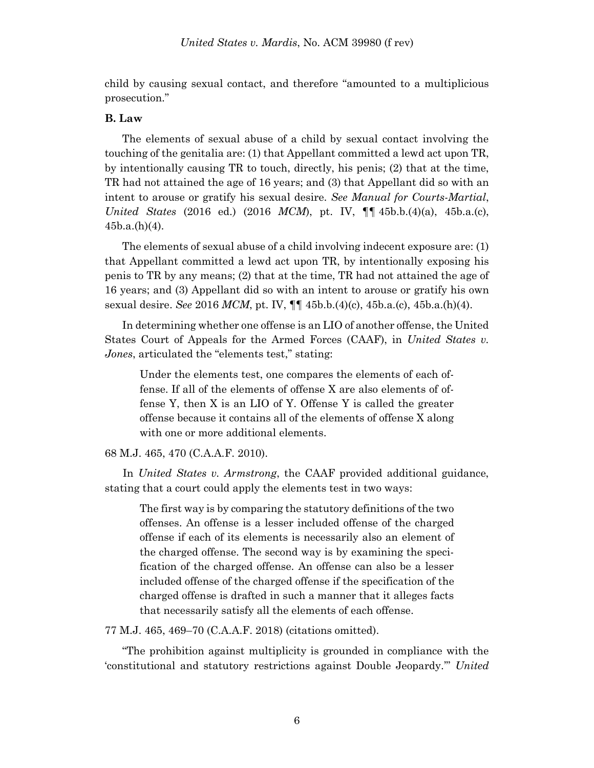child by causing sexual contact, and therefore "amounted to a multiplicious prosecution."

**B. Law**

The elements of sexual abuse of a child by sexual contact involving the touching of the genitalia are: (1) that Appellant committed a lewd act upon TR, by intentionally causing TR to touch, directly, his penis; (2) that at the time, TR had not attained the age of 16 years; and (3) that Appellant did so with an intent to arouse or gratify his sexual desire. *See Manual for Courts-Martial, United States* (2016 ed.) (2016 *MCM*), pt. IV, ¶¶ 45b.b.(4)(a), 45b.a.(c), 45b.a.(h)(4).

The elements of sexual abuse of a child involving indecent exposure are: (1) that Appellant committed a lewd act upon TR, by intentionally exposing his penis to TR by any means; (2) that at the time, TR had not attained the age of 16 years; and (3) Appellant did so with an intent to arouse or gratify his own sexual desire. *See* 2016 *MCM*, pt. IV, ¶¶ 45b.b.(4)(c), 45b.a.(c), 45b.a.(h)(4).

In determining whether one offense is an LIO of another offense, the United States Court of Appeals for the Armed Forces (CAAF), in *United States v. Jones*, articulated the "elements test," stating:

> Under the elements test, one compares the elements of each offense. If all of the elements of offense X are also elements of offense Y, then X is an LIO of Y. Offense Y is called the greater offense because it contains all of the elements of offense X along with one or more additional elements.

68 M.J. 465, 470 (C.A.A.F. 2010).

In *United States v. Armstrong*, the CAAF provided additional guidance, stating that a court could apply the elements test in two ways:

> The first way is by comparing the statutory definitions of the two offenses. An offense is a lesser included offense of the charged offense if each of its elements is necessarily also an element of the charged offense. The second way is by examining the specification of the charged offense. An offense can also be a lesser included offense of the charged offense if the specification of the charged offense is drafted in such a manner that it alleges facts that necessarily satisfy all the elements of each offense.

77 M.J. 465, 469–70 (C.A.A.F. 2018) (citations omitted).

"The prohibition against multiplicity is grounded in compliance with the 'constitutional and statutory restrictions against Double Jeopardy.'" *United*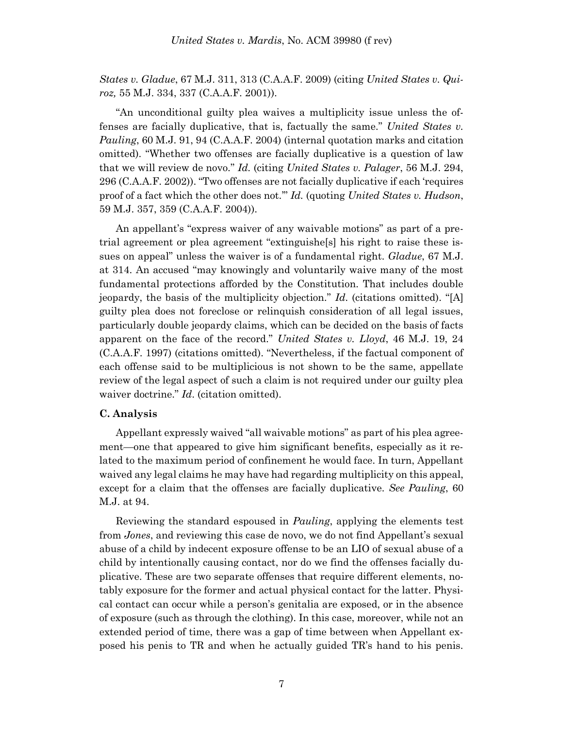*States v. Gladue*, 67 M.J. 311, 313 (C.A.A.F. 2009) (citing *United States v. Quiroz,* 55 M.J. 334, 337 (C.A.A.F. 2001)).

"An unconditional guilty plea waives a multiplicity issue unless the offenses are facially duplicative, that is, factually the same." *United States v. Pauling*, 60 M.J. 91, 94 (C.A.A.F. 2004) (internal quotation marks and citation omitted). "Whether two offenses are facially duplicative is a question of law that we will review de novo." *Id.* (citing *United States v. Palager*, 56 M.J. 294, 296 (C.A.A.F. 2002)). "Two offenses are not facially duplicative if each 'requires proof of a fact which the other does not.'" *Id.* (quoting *United States v. Hudson*, 59 M.J. 357, 359 (C.A.A.F. 2004)).

An appellant's "express waiver of any waivable motions" as part of a pretrial agreement or plea agreement "extinguishe[s] his right to raise these issues on appeal" unless the waiver is of a fundamental right. *Gladue*, 67 M.J. at 314. An accused "may knowingly and voluntarily waive many of the most fundamental protections afforded by the Constitution. That includes double jeopardy, the basis of the multiplicity objection." *Id.* (citations omitted). "[A] guilty plea does not foreclose or relinquish consideration of all legal issues, particularly double jeopardy claims, which can be decided on the basis of facts apparent on the face of the record." *United States v. Lloyd*, 46 M.J. 19, 24 (C.A.A.F. 1997) (citations omitted). "Nevertheless, if the factual component of each offense said to be multiplicious is not shown to be the same, appellate review of the legal aspect of such a claim is not required under our guilty plea waiver doctrine." *Id*. (citation omitted).

**C. Analysis**

Appellant expressly waived "all waivable motions" as part of his plea agreement—one that appeared to give him significant benefits, especially as it related to the maximum period of confinement he would face. In turn, Appellant waived any legal claims he may have had regarding multiplicity on this appeal, except for a claim that the offenses are facially duplicative. *See Pauling*, 60 M.J. at 94.

Reviewing the standard espoused in *Pauling*, applying the elements test from *Jones*, and reviewing this case de novo, we do not find Appellant's sexual abuse of a child by indecent exposure offense to be an LIO of sexual abuse of a child by intentionally causing contact, nor do we find the offenses facially duplicative. These are two separate offenses that require different elements, notably exposure for the former and actual physical contact for the latter. Physical contact can occur while a person's genitalia are exposed, or in the absence of exposure (such as through the clothing). In this case, moreover, while not an extended period of time, there was a gap of time between when Appellant exposed his penis to TR and when he actually guided TR's hand to his penis.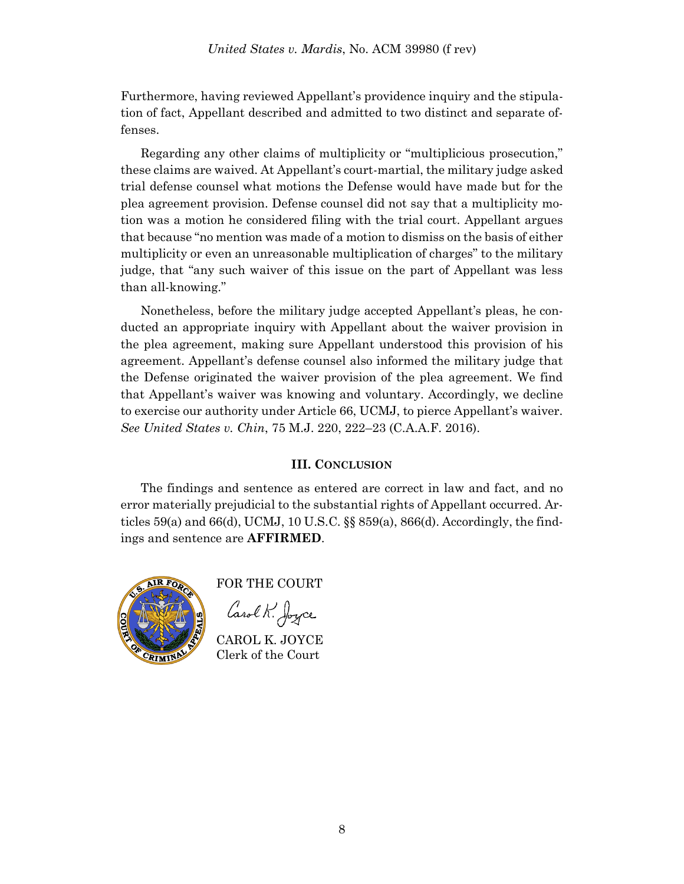Furthermore, having reviewed Appellant's providence inquiry and the stipulation of fact, Appellant described and admitted to two distinct and separate offenses.

Regarding any other claims of multiplicity or "multiplicious prosecution," these claims are waived. At Appellant's court-martial, the military judge asked trial defense counsel what motions the Defense would have made but for the plea agreement provision. Defense counsel did not say that a multiplicity motion was a motion he considered filing with the trial court. Appellant argues that because "no mention was made of a motion to dismiss on the basis of either multiplicity or even an unreasonable multiplication of charges" to the military judge, that "any such waiver of this issue on the part of Appellant was less than all-knowing."

Nonetheless, before the military judge accepted Appellant's pleas, he conducted an appropriate inquiry with Appellant about the waiver provision in the plea agreement, making sure Appellant understood this provision of his agreement. Appellant's defense counsel also informed the military judge that the Defense originated the waiver provision of the plea agreement. We find that Appellant's waiver was knowing and voluntary. Accordingly, we decline to exercise our authority under Article 66, UCMJ, to pierce Appellant's waiver. *See United States v. Chin*, 75 M.J. 220, 222–23 (C.A.A.F. 2016).

## III. CONCLUSION

The findings and sentence as entered are correct in law and fact, and no error materially prejudicial to the substantial rights of Appellant occurred. Articles 59(a) and 66(d), UCMJ, 10 U.S.C. §§ 859(a), 866(d). Accordingly, the findings and sentence are **AFFIRMED**.

FOR THE COURT

CAROL K. JOYCE
Clerk of the Court